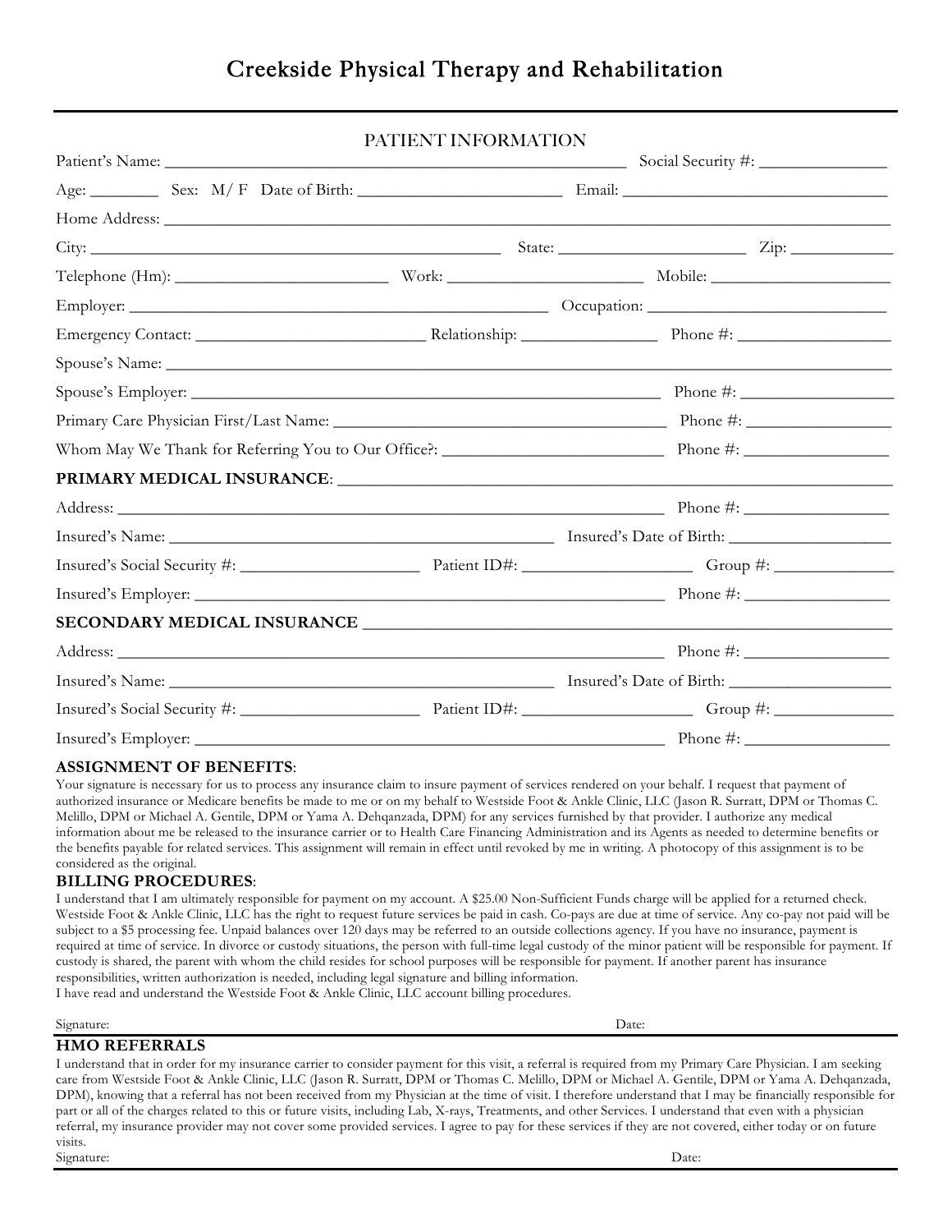# Creekside Physical Therapy and Rehabilitation

## PATIENT INFORMATION

Patient's Name: ______________________________ Social Security #: ______________

Age: ________ Sex: M/ F Date of Birth: ______________________ Email: ______________________________

Home Address: ______________________________________________________________

City: ____________________________________ State: ____________________ Zip: __________

Telephone (Hm): ______________________ Work: ____________________ Mobile: ____________________

Employer: ______________________________________ Occupation: ______________________________

Emergency Contact: ________________________ Relationship: ______________ Phone #: ________________

Spouse's Name: ______________________________________________________________

Spouse's Employer: ______________________________________________ Phone #: ________________

Primary Care Physician First/Last Name: ____________________________________ Phone #: ________________

Whom May We Thank for Referring You to Our Office?: ________________________ Phone #: ________________

**PRIMARY MEDICAL INSURANCE**: ______________________________________________________________

Address: ______________________________________________________ Phone #: ________________

Insured's Name: ______________________________________ Insured's Date of Birth: ________________

Insured's Social Security #: ____________________ Patient ID#: __________________ Group #: ______________

Insured's Employer: ______________________________________________ Phone #: ________________

**SECONDARY MEDICAL INSURANCE** ______________________________________________________________

Address: ______________________________________________________ Phone #: ________________

Insured's Name: ______________________________________ Insured's Date of Birth: ________________

Insured's Social Security #: ____________________ Patient ID#: __________________ Group #: ______________

Insured's Employer: ______________________________________________ Phone #: ________________

**ASSIGNMENT OF BENEFITS**:

Your signature is necessary for us to process any insurance claim to insure payment of services rendered on your behalf. I request that payment of authorized insurance or Medicare benefits be made to me or on my behalf to Westside Foot & Ankle Clinic, LLC (Jason R. Surratt, DPM or Thomas C. Melillo, DPM or Michael A. Gentile, DPM or Yama A. Dehqanzada, DPM) for any services furnished by that provider. I authorize any medical information about me be released to the insurance carrier or to Health Care Financing Administration and its Agents as needed to determine benefits or the benefits payable for related services. This assignment will remain in effect until revoked by me in writing. A photocopy of this assignment is to be considered as the original.

**BILLING PROCEDURES**:

I understand that I am ultimately responsible for payment on my account. A $25.00 Non-Sufficient Funds charge will be applied for a returned check. Westside Foot & Ankle Clinic, LLC has the right to request future services be paid in cash. Co-pays are due at time of service. Any co-pay not paid will be subject to a $5 processing fee. Unpaid balances over 120 days may be referred to an outside collections agency. If you have no insurance, payment is required at time of service. In divorce or custody situations, the person with full-time legal custody of the minor patient will be responsible for payment. If custody is shared, the parent with whom the child resides for school purposes will be responsible for payment. If another parent has insurance responsibilities, written authorization is needed, including legal signature and billing information.

I have read and understand the Westside Foot & Ankle Clinic, LLC account billing procedures.

Signature: Date:

**HMO REFERRALS**

I understand that in order for my insurance carrier to consider payment for this visit, a referral is required from my Primary Care Physician. I am seeking care from Westside Foot & Ankle Clinic, LLC (Jason R. Surratt, DPM or Thomas C. Melillo, DPM or Michael A. Gentile, DPM or Yama A. Dehqanzada, DPM), knowing that a referral has not been received from my Physician at the time of visit. I therefore understand that I may be financially responsible for part or all of the charges related to this or future visits, including Lab, X-rays, Treatments, and other Services. I understand that even with a physician referral, my insurance provider may not cover some provided services. I agree to pay for these services if they are not covered, either today or on future visits.

Signature: Date: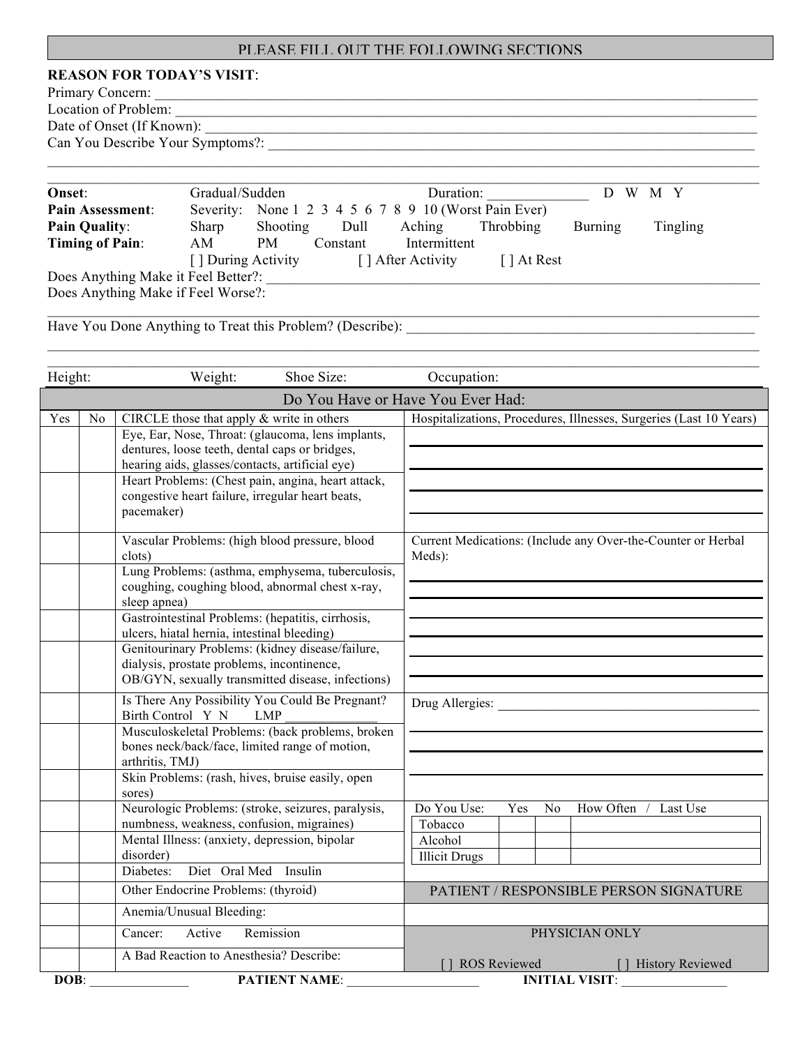## PLEASE FILL OUT THE FOLLOWING SECTIONS

**REASON FOR TODAY'S VISIT**:

Primary Concern: ____________________________________________

Location of Problem: ____________________________________________

Date of Onset (If Known): ____________________________________________

Can You Describe Your Symptoms?: ____________________________________________

____________________________________________

____________________________________________

| | | | | | | | |
|---|---|---|---|---|---|---|---|
| **Onset**: | Gradual/Sudden | | | Duration: ______________ D W M Y | | | |
| **Pain Assessment**: | Severity: None 1 2 3 4 5 6 7 8 9 10 (Worst Pain Ever) | | | | | | |
| **Pain Quality**: | Sharp | Shooting | Dull | Aching | Throbbing | Burning | Tingling |
| **Timing of Pain**: | AM | PM | Constant | Intermittent | | | |
| | [ ] During Activity | | [ ] After Activity | | [ ] At Rest | | |

Does Anything Make it Feel Better?: ____________________________________________

Does Anything Make if Feel Worse?:

____________________________________________

Have You Done Anything to Treat this Problem? (Describe): ____________________________________________

____________________________________________

____________________________________________

Height: Weight: Shoe Size: Occupation:

### Do You Have or Have You Ever Had:

| Yes | No | CIRCLE those that apply & write in others |
|---|---|---|
| | | Eye, Ear, Nose, Throat: (glaucoma, lens implants, dentures, loose teeth, dental caps or bridges, hearing aids, glasses/contacts, artificial eye) |
| | | Heart Problems: (Chest pain, angina, heart attack, congestive heart failure, irregular heart beats, pacemaker) |
| | | Vascular Problems: (high blood pressure, blood clots) |
| | | Lung Problems: (asthma, emphysema, tuberculosis, coughing, coughing blood, abnormal chest x-ray, sleep apnea) |
| | | Gastrointestinal Problems: (hepatitis, cirrhosis, ulcers, hiatal hernia, intestinal bleeding) |
| | | Genitourinary Problems: (kidney disease/failure, dialysis, prostate problems, incontinence, OB/GYN, sexually transmitted disease, infections) |
| | | Is There Any Possibility You Could Be Pregnant? Birth Control Y N LMP ______________ |
| | | Musculoskeletal Problems: (back problems, broken bones neck/back/face, limited range of motion, arthritis, TMJ) |
| | | Skin Problems: (rash, hives, bruise easily, open sores) |
| | | Neurologic Problems: (stroke, seizures, paralysis, numbness, weakness, confusion, migraines) |
| | | Mental Illness: (anxiety, depression, bipolar disorder) |
| | | Diabetes: Diet Oral Med Insulin |
| | | Other Endocrine Problems: (thyroid) |
| | | Anemia/Unusual Bleeding: |
| | | Cancer: Active Remission |
| | | A Bad Reaction to Anesthesia? Describe: |

Hospitalizations, Procedures, Illnesses, Surgeries (Last 10 Years)

____________________________________________

____________________________________________

____________________________________________

____________________________________________

Current Medications: (Include any Over-the-Counter or Herbal Meds):

____________________________________________

____________________________________________

____________________________________________

____________________________________________

____________________________________________

____________________________________________

Drug Allergies: ____________________________________________

____________________________________________

____________________________________________

____________________________________________

| Do You Use: | Yes | No | How Often / Last Use |
|---|---|---|---|
| Tobacco | | | |
| Alcohol | | | |
| Illicit Drugs | | | |

**PATIENT / RESPONSIBLE PERSON SIGNATURE**

**PHYSICIAN ONLY**

[ ] ROS Reviewed [ ] History Reviewed

**DOB**: _______________ **PATIENT NAME**: ____________________ **INITIAL VISIT**: ________________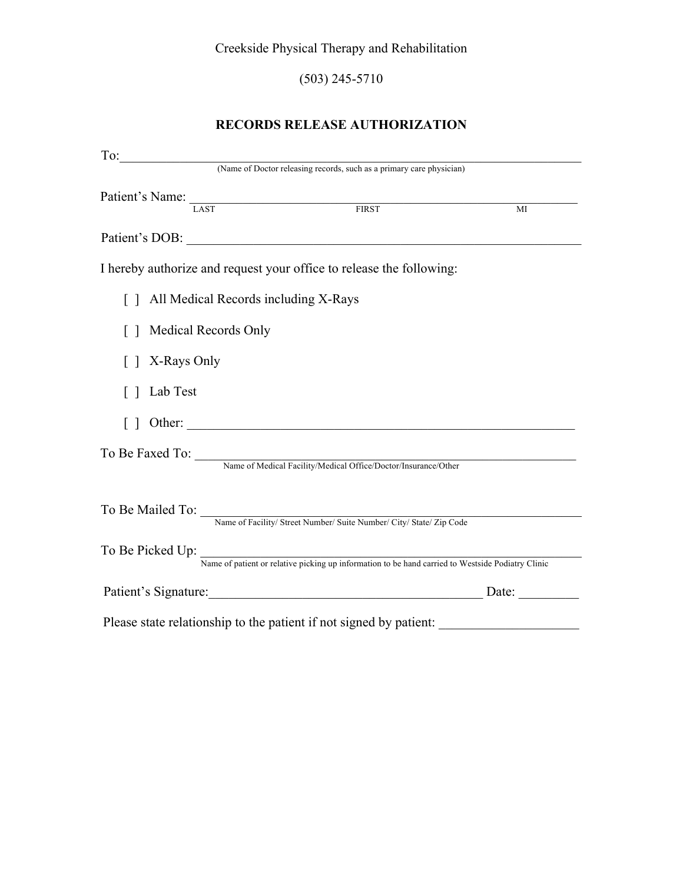Creekside Physical Therapy and Rehabilitation

(503) 245-5710

**RECORDS RELEASE AUTHORIZATION**

To:\_\_\_\_\_\_\_\_\_\_\_\_\_\_\_\_\_\_\_\_\_\_\_\_\_\_\_\_\_\_\_\_\_\_\_\_\_\_\_\_\_\_\_\_\_\_\_\_\_\_\_\_\_\_\_\_\_\_\_\_\_\_\_\_\_\_\_\_\_\_\_\_
(Name of Doctor releasing records, such as a primary care physician)

Patient's Name: \_\_\_\_\_\_\_\_\_\_\_\_\_\_\_\_\_\_\_\_\_\_\_\_\_\_\_\_\_\_\_\_\_\_\_\_\_\_\_\_\_\_\_\_\_\_\_\_\_\_\_\_\_\_\_\_\_\_\_\_
LAST FIRST MI

Patient's DOB: \_\_\_\_\_\_\_\_\_\_\_\_\_\_\_\_\_\_\_\_\_\_\_\_\_\_\_\_\_\_\_\_\_\_\_\_\_\_\_\_\_\_\_\_\_\_\_\_\_\_\_\_\_\_\_\_\_\_\_\_\_

I hereby authorize and request your office to release the following:

[ ] All Medical Records including X-Rays

[ ] Medical Records Only

[ ] X-Rays Only

[ ] Lab Test

[ ] Other: \_\_\_\_\_\_\_\_\_\_\_\_\_\_\_\_\_\_\_\_\_\_\_\_\_\_\_\_\_\_\_\_\_\_\_\_\_\_\_\_\_\_\_\_\_\_\_\_\_\_\_\_\_\_\_\_\_\_

To Be Faxed To: \_\_\_\_\_\_\_\_\_\_\_\_\_\_\_\_\_\_\_\_\_\_\_\_\_\_\_\_\_\_\_\_\_\_\_\_\_\_\_\_\_\_\_\_\_\_\_\_\_\_\_\_\_\_\_\_\_\_\_\_
Name of Medical Facility/Medical Office/Doctor/Insurance/Other

To Be Mailed To: \_\_\_\_\_\_\_\_\_\_\_\_\_\_\_\_\_\_\_\_\_\_\_\_\_\_\_\_\_\_\_\_\_\_\_\_\_\_\_\_\_\_\_\_\_\_\_\_\_\_\_\_\_\_\_\_\_\_\_
Name of Facility/ Street Number/ Suite Number/ City/ State/ Zip Code

To Be Picked Up: \_\_\_\_\_\_\_\_\_\_\_\_\_\_\_\_\_\_\_\_\_\_\_\_\_\_\_\_\_\_\_\_\_\_\_\_\_\_\_\_\_\_\_\_\_\_\_\_\_\_\_\_\_\_\_\_\_\_\_
Name of patient or relative picking up information to be hand carried to Westside Podiatry Clinic

Patient's Signature:\_\_\_\_\_\_\_\_\_\_\_\_\_\_\_\_\_\_\_\_\_\_\_\_\_\_\_\_\_\_\_\_\_\_\_\_\_\_\_\_\_ Date: \_\_\_\_\_\_\_\_\_

Please state relationship to the patient if not signed by patient: \_\_\_\_\_\_\_\_\_\_\_\_\_\_\_\_\_\_\_\_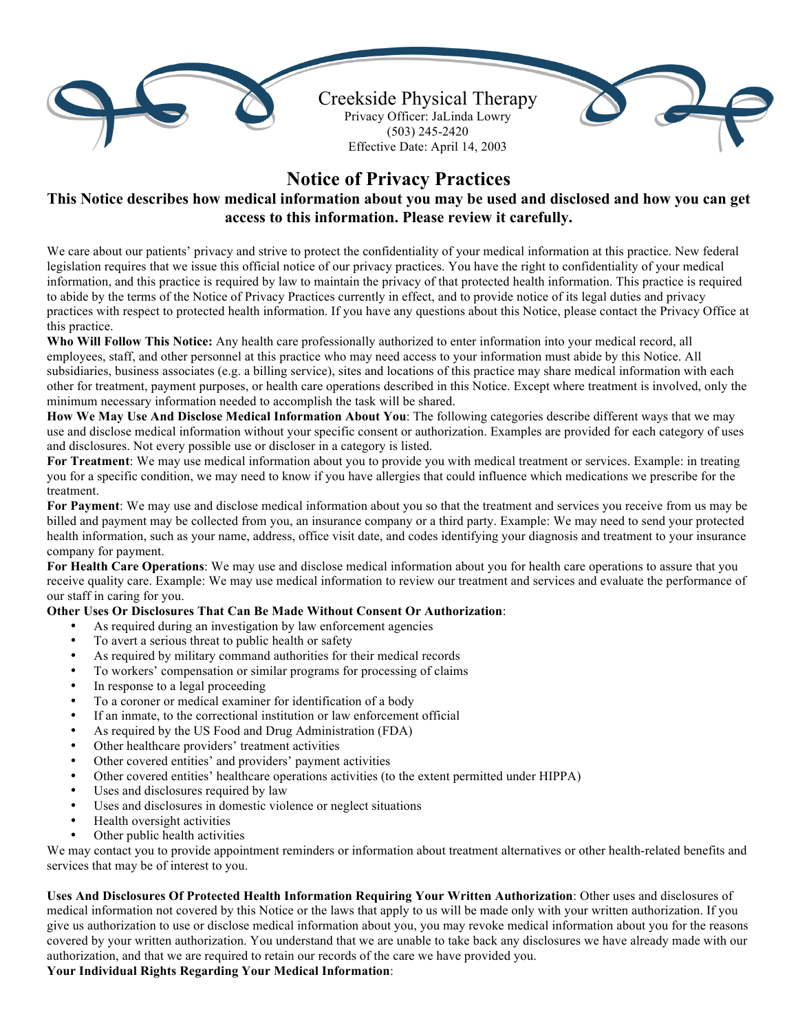Creekside Physical Therapy
Privacy Officer: JaLinda Lowry
(503) 245-2420
Effective Date: April 14, 2003

# Notice of Privacy Practices

## This Notice describes how medical information about you may be used and disclosed and how you can get access to this information. Please review it carefully.

We care about our patients' privacy and strive to protect the confidentiality of your medical information at this practice. New federal legislation requires that we issue this official notice of our privacy practices. You have the right to confidentiality of your medical information, and this practice is required by law to maintain the privacy of that protected health information. This practice is required to abide by the terms of the Notice of Privacy Practices currently in effect, and to provide notice of its legal duties and privacy practices with respect to protected health information. If you have any questions about this Notice, please contact the Privacy Office at this practice.

**Who Will Follow This Notice:** Any health care professionally authorized to enter information into your medical record, all employees, staff, and other personnel at this practice who may need access to your information must abide by this Notice. All subsidiaries, business associates (e.g. a billing service), sites and locations of this practice may share medical information with each other for treatment, payment purposes, or health care operations described in this Notice. Except where treatment is involved, only the minimum necessary information needed to accomplish the task will be shared.

**How We May Use And Disclose Medical Information About You**: The following categories describe different ways that we may use and disclose medical information without your specific consent or authorization. Examples are provided for each category of uses and disclosures. Not every possible use or discloser in a category is listed.

**For Treatment**: We may use medical information about you to provide you with medical treatment or services. Example: in treating you for a specific condition, we may need to know if you have allergies that could influence which medications we prescribe for the treatment.

**For Payment**: We may use and disclose medical information about you so that the treatment and services you receive from us may be billed and payment may be collected from you, an insurance company or a third party. Example: We may need to send your protected health information, such as your name, address, office visit date, and codes identifying your diagnosis and treatment to your insurance company for payment.

**For Health Care Operations**: We may use and disclose medical information about you for health care operations to assure that you receive quality care. Example: We may use medical information to review our treatment and services and evaluate the performance of our staff in caring for you.

**Other Uses Or Disclosures That Can Be Made Without Consent Or Authorization**:

- As required during an investigation by law enforcement agencies
- To avert a serious threat to public health or safety
- As required by military command authorities for their medical records
- To workers' compensation or similar programs for processing of claims
- In response to a legal proceeding
- To a coroner or medical examiner for identification of a body
- If an inmate, to the correctional institution or law enforcement official
- As required by the US Food and Drug Administration (FDA)
- Other healthcare providers' treatment activities
- Other covered entities' and providers' payment activities
- Other covered entities' healthcare operations activities (to the extent permitted under HIPPA)
- Uses and disclosures required by law
- Uses and disclosures in domestic violence or neglect situations
- Health oversight activities
- Other public health activities

We may contact you to provide appointment reminders or information about treatment alternatives or other health-related benefits and services that may be of interest to you.

**Uses And Disclosures Of Protected Health Information Requiring Your Written Authorization**: Other uses and disclosures of medical information not covered by this Notice or the laws that apply to us will be made only with your written authorization. If you give us authorization to use or disclose medical information about you, you may revoke medical information about you for the reasons covered by your written authorization. You understand that we are unable to take back any disclosures we have already made with our authorization, and that we are required to retain our records of the care we have provided you.

**Your Individual Rights Regarding Your Medical Information**: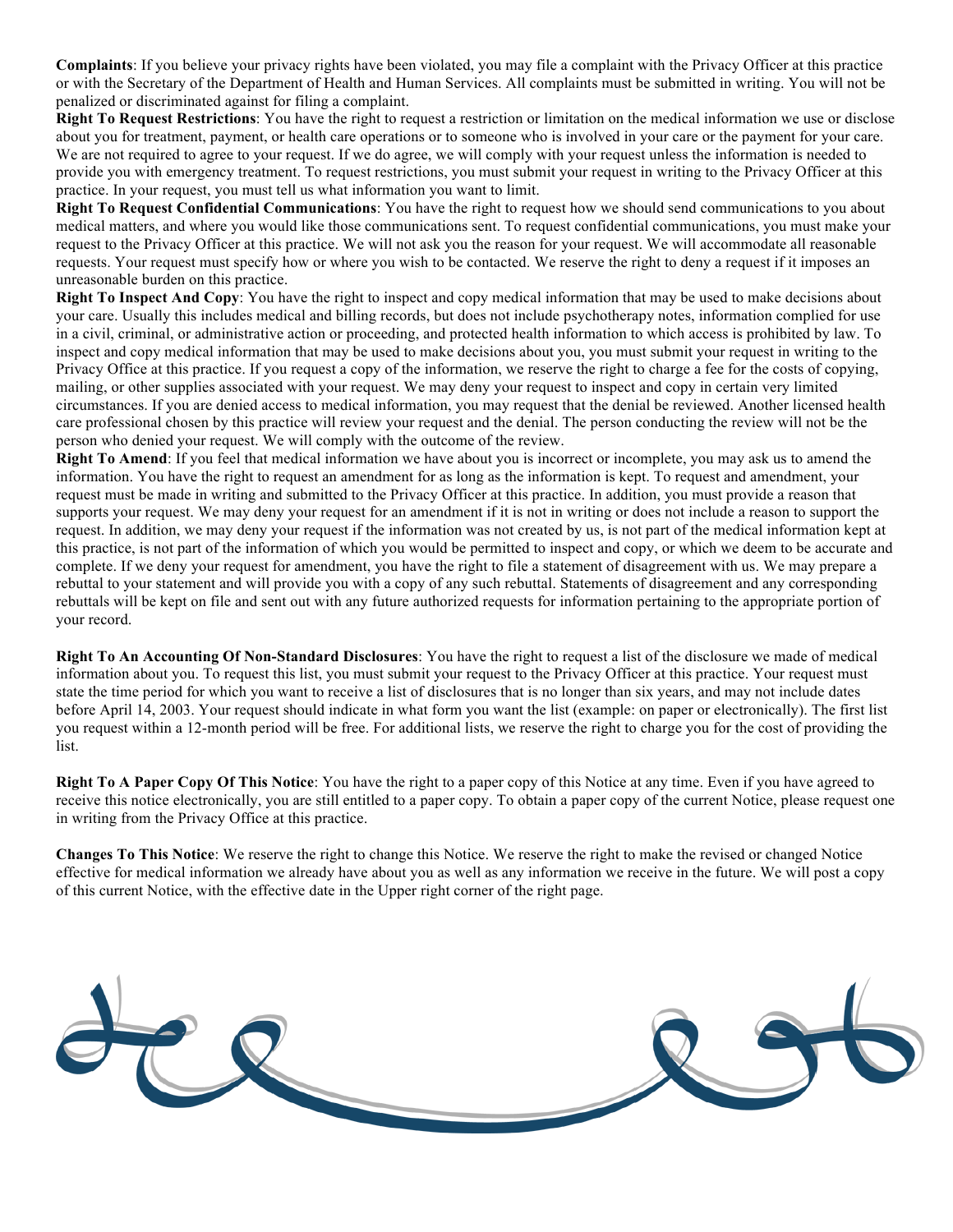**Complaints**: If you believe your privacy rights have been violated, you may file a complaint with the Privacy Officer at this practice or with the Secretary of the Department of Health and Human Services. All complaints must be submitted in writing. You will not be penalized or discriminated against for filing a complaint.

**Right To Request Restrictions**: You have the right to request a restriction or limitation on the medical information we use or disclose about you for treatment, payment, or health care operations or to someone who is involved in your care or the payment for your care. We are not required to agree to your request. If we do agree, we will comply with your request unless the information is needed to provide you with emergency treatment. To request restrictions, you must submit your request in writing to the Privacy Officer at this practice. In your request, you must tell us what information you want to limit.

**Right To Request Confidential Communications**: You have the right to request how we should send communications to you about medical matters, and where you would like those communications sent. To request confidential communications, you must make your request to the Privacy Officer at this practice. We will not ask you the reason for your request. We will accommodate all reasonable requests. Your request must specify how or where you wish to be contacted. We reserve the right to deny a request if it imposes an unreasonable burden on this practice.

**Right To Inspect And Copy**: You have the right to inspect and copy medical information that may be used to make decisions about your care. Usually this includes medical and billing records, but does not include psychotherapy notes, information complied for use in a civil, criminal, or administrative action or proceeding, and protected health information to which access is prohibited by law. To inspect and copy medical information that may be used to make decisions about you, you must submit your request in writing to the Privacy Office at this practice. If you request a copy of the information, we reserve the right to charge a fee for the costs of copying, mailing, or other supplies associated with your request. We may deny your request to inspect and copy in certain very limited circumstances. If you are denied access to medical information, you may request that the denial be reviewed. Another licensed health care professional chosen by this practice will review your request and the denial. The person conducting the review will not be the person who denied your request. We will comply with the outcome of the review.

**Right To Amend**: If you feel that medical information we have about you is incorrect or incomplete, you may ask us to amend the information. You have the right to request an amendment for as long as the information is kept. To request and amendment, your request must be made in writing and submitted to the Privacy Officer at this practice. In addition, you must provide a reason that supports your request. We may deny your request for an amendment if it is not in writing or does not include a reason to support the request. In addition, we may deny your request if the information was not created by us, is not part of the medical information kept at this practice, is not part of the information of which you would be permitted to inspect and copy, or which we deem to be accurate and complete. If we deny your request for amendment, you have the right to file a statement of disagreement with us. We may prepare a rebuttal to your statement and will provide you with a copy of any such rebuttal. Statements of disagreement and any corresponding rebuttals will be kept on file and sent out with any future authorized requests for information pertaining to the appropriate portion of your record.

**Right To An Accounting Of Non-Standard Disclosures**: You have the right to request a list of the disclosure we made of medical information about you. To request this list, you must submit your request to the Privacy Officer at this practice. Your request must state the time period for which you want to receive a list of disclosures that is no longer than six years, and may not include dates before April 14, 2003. Your request should indicate in what form you want the list (example: on paper or electronically). The first list you request within a 12-month period will be free. For additional lists, we reserve the right to charge you for the cost of providing the list.

**Right To A Paper Copy Of This Notice**: You have the right to a paper copy of this Notice at any time. Even if you have agreed to receive this notice electronically, you are still entitled to a paper copy. To obtain a paper copy of the current Notice, please request one in writing from the Privacy Office at this practice.

**Changes To This Notice**: We reserve the right to change this Notice. We reserve the right to make the revised or changed Notice effective for medical information we already have about you as well as any information we receive in the future. We will post a copy of this current Notice, with the effective date in the Upper right corner of the right page.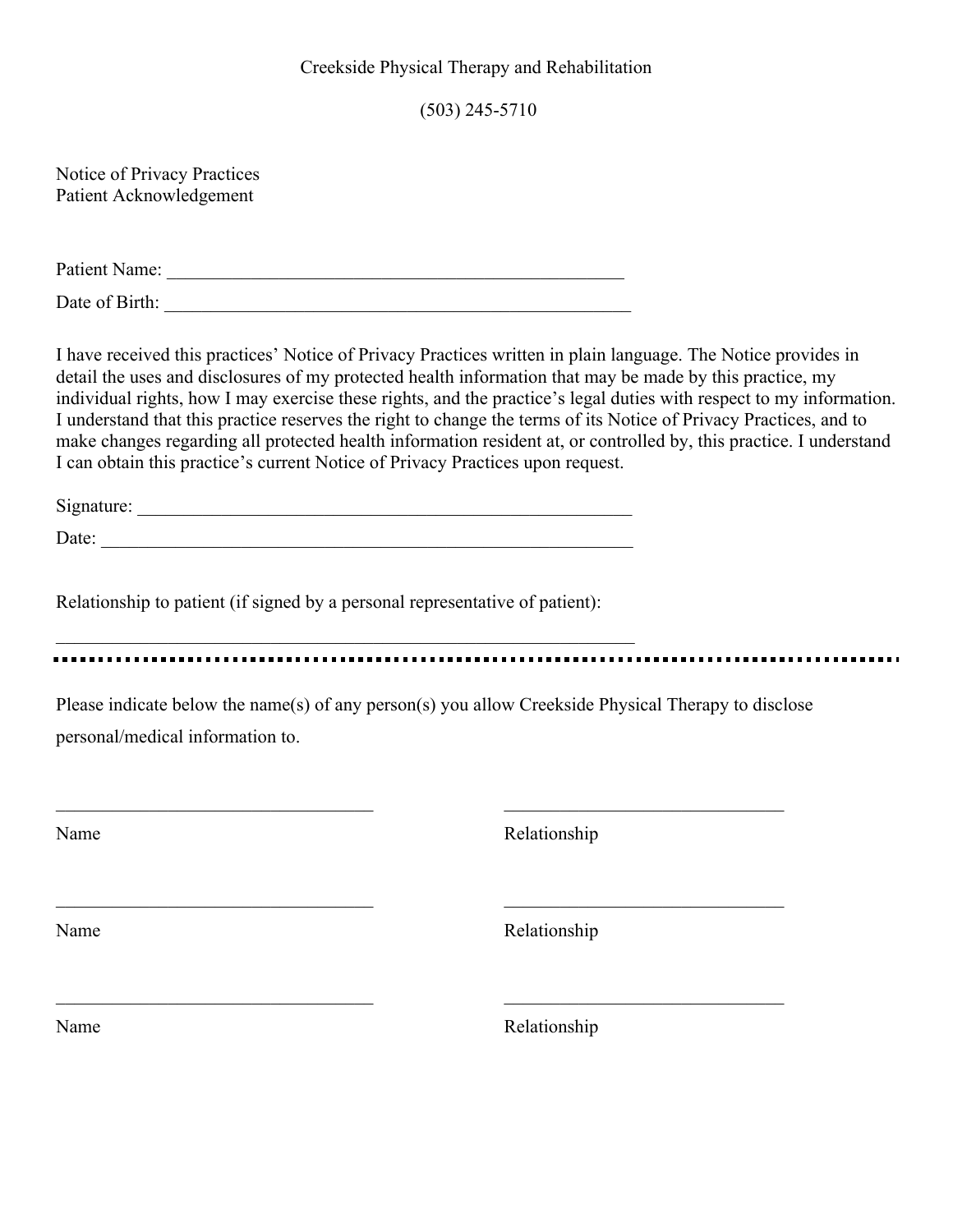Creekside Physical Therapy and Rehabilitation

(503) 245-5710

Notice of Privacy Practices
Patient Acknowledgement

Patient Name: ___________________________________________________

Date of Birth: ___________________________________________________

I have received this practices' Notice of Privacy Practices written in plain language. The Notice provides in detail the uses and disclosures of my protected health information that may be made by this practice, my individual rights, how I may exercise these rights, and the practice's legal duties with respect to my information. I understand that this practice reserves the right to change the terms of its Notice of Privacy Practices, and to make changes regarding all protected health information resident at, or controlled by, this practice. I understand I can obtain this practice's current Notice of Privacy Practices upon request.

Signature: ___________________________________________________

Date: ___________________________________________________

Relationship to patient (if signed by a personal representative of patient):

___________________________________________________

---

Please indicate below the name(s) of any person(s) you allow Creekside Physical Therapy to disclose personal/medical information to.

| | |
|---|---|
| ______________________________ | ______________________________ |
| Name | Relationship |
| ______________________________ | ______________________________ |
| Name | Relationship |
| ______________________________ | ______________________________ |
| Name | Relationship |